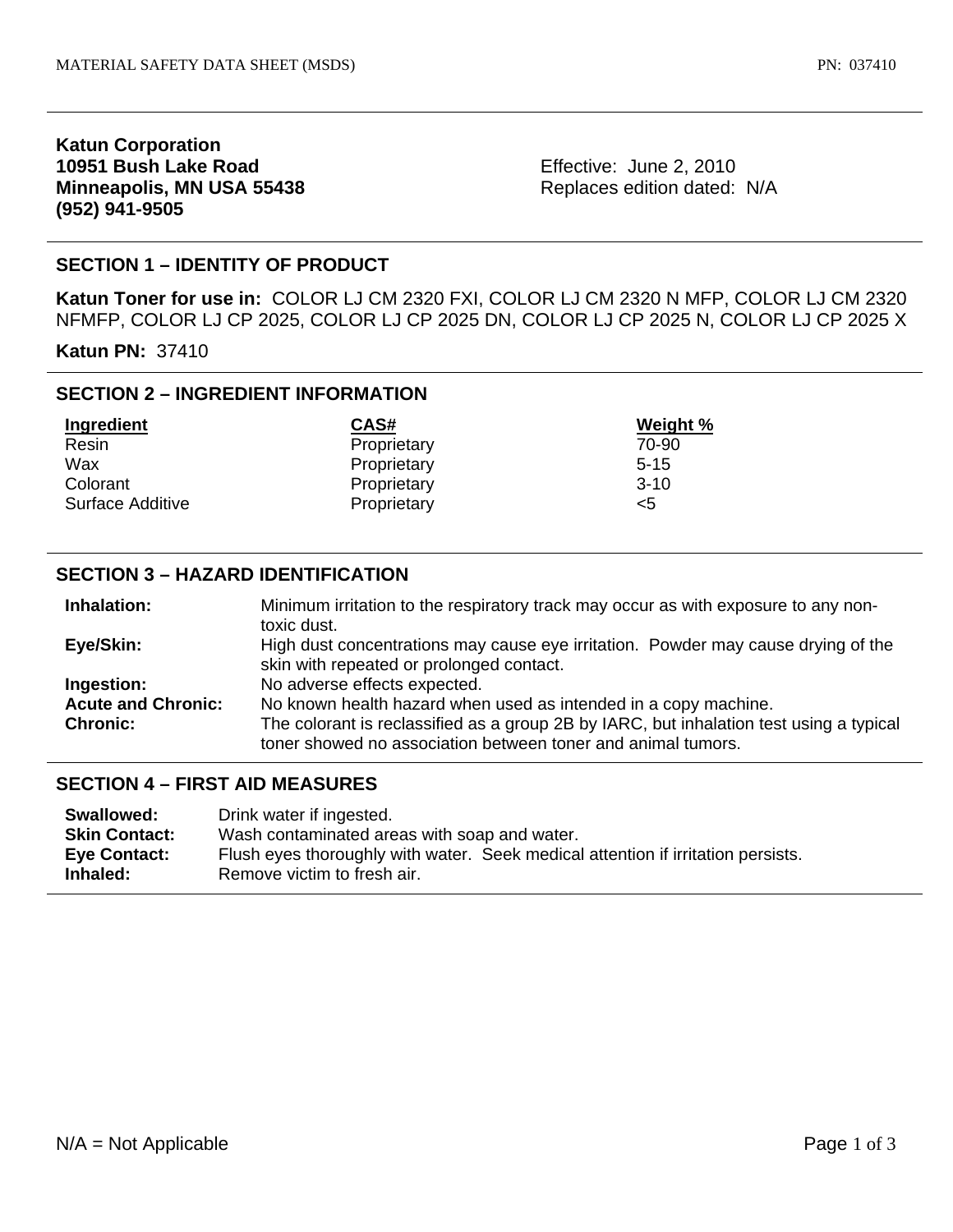**Katun Corporation**
**10951 Bush Lake Road**
**Minneapolis, MN USA 55438**
**(952) 941-9505**

Effective: June 2, 2010
Replaces edition dated: N/A

## SECTION 1 – IDENTITY OF PRODUCT

**Katun Toner for use in:** COLOR LJ CM 2320 FXI, COLOR LJ CM 2320 N MFP, COLOR LJ CM 2320 NFMFP, COLOR LJ CP 2025, COLOR LJ CP 2025 DN, COLOR LJ CP 2025 N, COLOR LJ CP 2025 X

**Katun PN:** 37410

## SECTION 2 – INGREDIENT INFORMATION

| Ingredient | CAS# | Weight % |
|---|---|---|
| Resin | Proprietary | 70-90 |
| Wax | Proprietary | 5-15 |
| Colorant | Proprietary | 3-10 |
| Surface Additive | Proprietary | <5 |

## SECTION 3 – HAZARD IDENTIFICATION

**Inhalation:** Minimum irritation to the respiratory track may occur as with exposure to any non-toxic dust.

**Eye/Skin:** High dust concentrations may cause eye irritation. Powder may cause drying of the skin with repeated or prolonged contact.

**Ingestion:** No adverse effects expected.

**Acute and Chronic:** No known health hazard when used as intended in a copy machine.

**Chronic:** The colorant is reclassified as a group 2B by IARC, but inhalation test using a typical toner showed no association between toner and animal tumors.

## SECTION 4 – FIRST AID MEASURES

**Swallowed:** Drink water if ingested.

**Skin Contact:** Wash contaminated areas with soap and water.

**Eye Contact:** Flush eyes thoroughly with water. Seek medical attention if irritation persists.

**Inhaled:** Remove victim to fresh air.

N/A = Not Applicable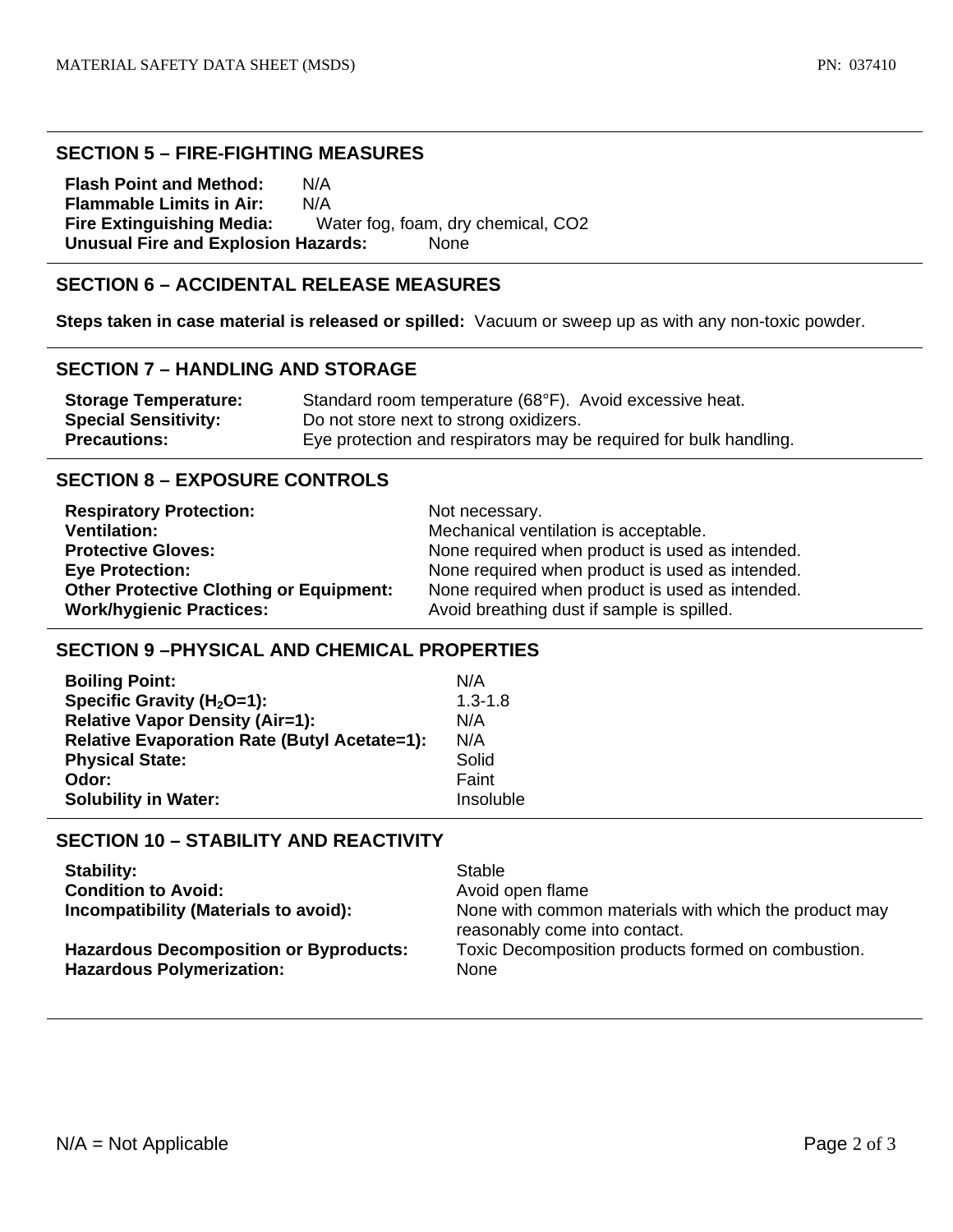## SECTION 5 – FIRE-FIGHTING MEASURES

**Flash Point and Method:** N/A
**Flammable Limits in Air:** N/A
**Fire Extinguishing Media:** Water fog, foam, dry chemical, CO2
**Unusual Fire and Explosion Hazards:** None

## SECTION 6 – ACCIDENTAL RELEASE MEASURES

**Steps taken in case material is released or spilled:** Vacuum or sweep up as with any non-toxic powder.

## SECTION 7 – HANDLING AND STORAGE

| | |
|---|---|
| **Storage Temperature:** | Standard room temperature (68°F). Avoid excessive heat. |
| **Special Sensitivity:** | Do not store next to strong oxidizers. |
| **Precautions:** | Eye protection and respirators may be required for bulk handling. |

## SECTION 8 – EXPOSURE CONTROLS

| | |
|---|---|
| **Respiratory Protection:** | Not necessary. |
| **Ventilation:** | Mechanical ventilation is acceptable. |
| **Protective Gloves:** | None required when product is used as intended. |
| **Eye Protection:** | None required when product is used as intended. |
| **Other Protective Clothing or Equipment:** | None required when product is used as intended. |
| **Work/hygienic Practices:** | Avoid breathing dust if sample is spilled. |

## SECTION 9 –PHYSICAL AND CHEMICAL PROPERTIES

| | |
|---|---|
| **Boiling Point:** | N/A |
| **Specific Gravity ($H_2O$=1):** | 1.3-1.8 |
| **Relative Vapor Density (Air=1):** | N/A |
| **Relative Evaporation Rate (Butyl Acetate=1):** | N/A |
| **Physical State:** | Solid |
| **Odor:** | Faint |
| **Solubility in Water:** | Insoluble |

## SECTION 10 – STABILITY AND REACTIVITY

| | |
|---|---|
| **Stability:** | Stable |
| **Condition to Avoid:** | Avoid open flame |
| **Incompatibility (Materials to avoid):** | None with common materials with which the product may reasonably come into contact. |
| **Hazardous Decomposition or Byproducts:** | Toxic Decomposition products formed on combustion. |
| **Hazardous Polymerization:** | None |

N/A = Not Applicable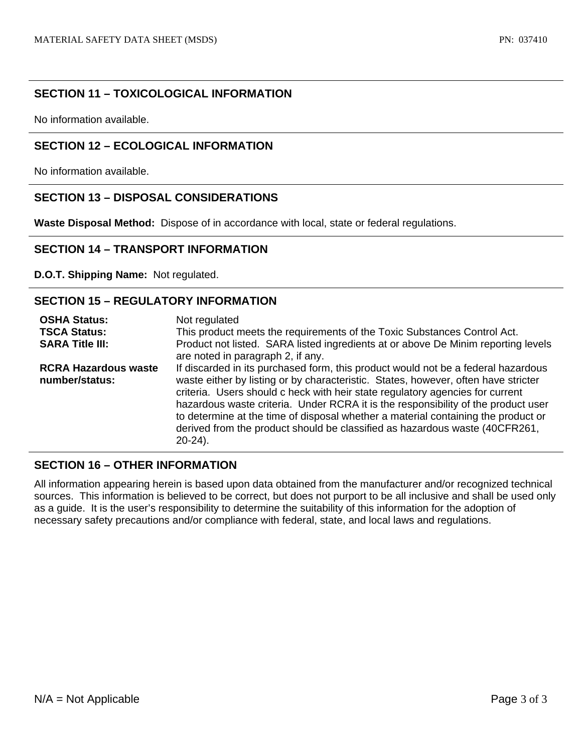## SECTION 11 – TOXICOLOGICAL INFORMATION

No information available.

## SECTION 12 – ECOLOGICAL INFORMATION

No information available.

## SECTION 13 – DISPOSAL CONSIDERATIONS

**Waste Disposal Method:** Dispose of in accordance with local, state or federal regulations.

## SECTION 14 – TRANSPORT INFORMATION

**D.O.T. Shipping Name:** Not regulated.

## SECTION 15 – REGULATORY INFORMATION

| | |
|---|---|
| **OSHA Status:** | Not regulated |
| **TSCA Status:** | This product meets the requirements of the Toxic Substances Control Act. |
| **SARA Title III:** | Product not listed. SARA listed ingredients at or above De Minim reporting levels are noted in paragraph 2, if any. |
| **RCRA Hazardous waste number/status:** | If discarded in its purchased form, this product would not be a federal hazardous waste either by listing or by characteristic. States, however, often have stricter criteria. Users should c heck with heir state regulatory agencies for current hazardous waste criteria. Under RCRA it is the responsibility of the product user to determine at the time of disposal whether a material containing the product or derived from the product should be classified as hazardous waste (40CFR261, 20-24). |

## SECTION 16 – OTHER INFORMATION

All information appearing herein is based upon data obtained from the manufacturer and/or recognized technical sources. This information is believed to be correct, but does not purport to be all inclusive and shall be used only as a guide. It is the user's responsibility to determine the suitability of this information for the adoption of necessary safety precautions and/or compliance with federal, state, and local laws and regulations.

N/A = Not Applicable